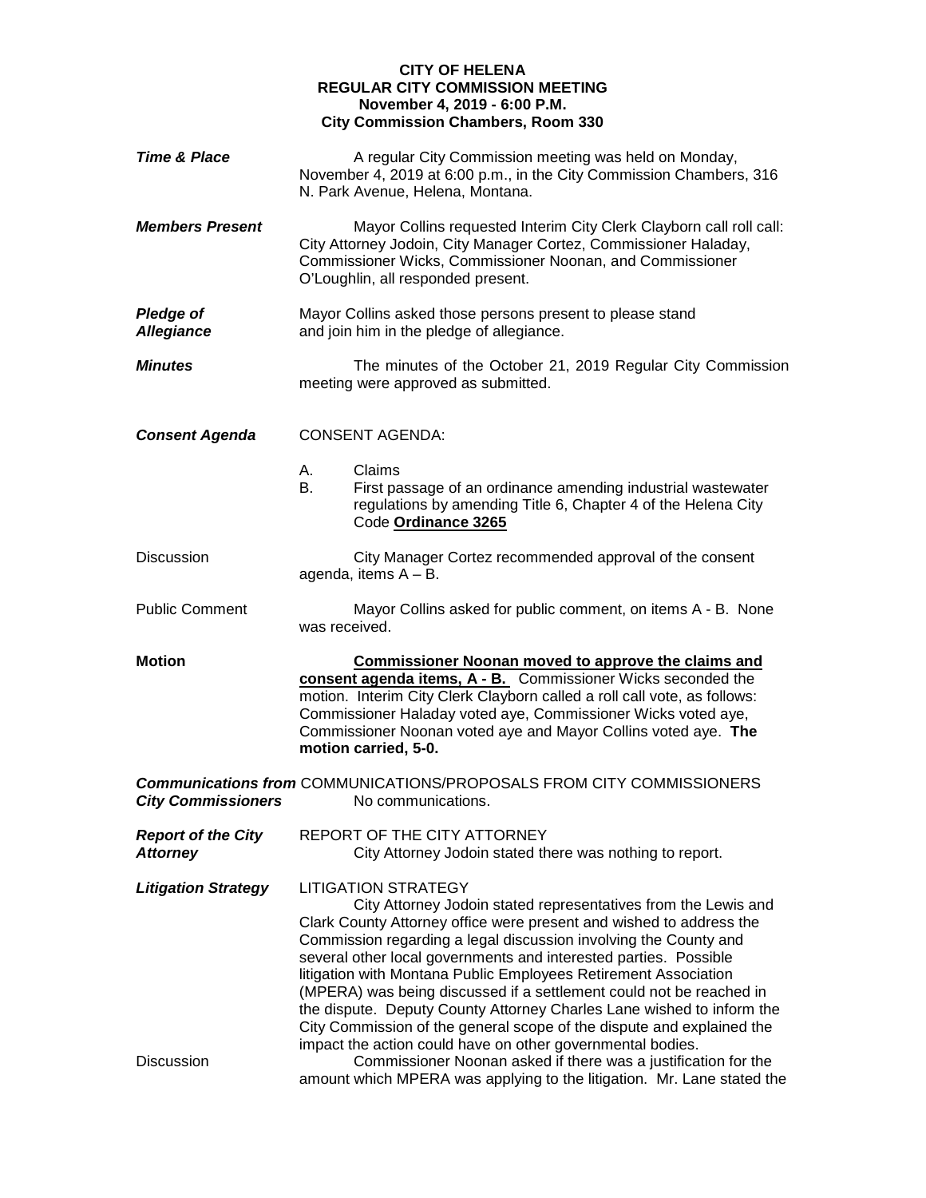**CITY OF HELENA**
**REGULAR CITY COMMISSION MEETING**
**November 4, 2019 - 6:00 P.M.**
**City Commission Chambers, Room 330**

***Time & Place***

A regular City Commission meeting was held on Monday, November 4, 2019 at 6:00 p.m., in the City Commission Chambers, 316 N. Park Avenue, Helena, Montana.

***Members Present***

Mayor Collins requested Interim City Clerk Clayborn call roll call: City Attorney Jodoin, City Manager Cortez, Commissioner Haladay, Commissioner Wicks, Commissioner Noonan, and Commissioner O'Loughlin, all responded present.

***Pledge of Allegiance***

Mayor Collins asked those persons present to please stand and join him in the pledge of allegiance.

***Minutes***

The minutes of the October 21, 2019 Regular City Commission meeting were approved as submitted.

***Consent Agenda***

CONSENT AGENDA:

A. Claims
B. First passage of an ordinance amending industrial wastewater regulations by amending Title 6, Chapter 4 of the Helena City Code **Ordinance 3265**

Discussion

City Manager Cortez recommended approval of the consent agenda, items A – B.

Public Comment

Mayor Collins asked for public comment, on items A - B. None was received.

**Motion**

**Commissioner Noonan moved to approve the claims and consent agenda items, A - B.** Commissioner Wicks seconded the motion. Interim City Clerk Clayborn called a roll call vote, as follows: Commissioner Haladay voted aye, Commissioner Wicks voted aye, Commissioner Noonan voted aye and Mayor Collins voted aye. **The motion carried, 5-0.**

***Communications from City Commissioners***

COMMUNICATIONS/PROPOSALS FROM CITY COMMISSIONERS

No communications.

***Report of the City Attorney***

REPORT OF THE CITY ATTORNEY

City Attorney Jodoin stated there was nothing to report.

***Litigation Strategy***

LITIGATION STRATEGY

City Attorney Jodoin stated representatives from the Lewis and Clark County Attorney office were present and wished to address the Commission regarding a legal discussion involving the County and several other local governments and interested parties. Possible litigation with Montana Public Employees Retirement Association (MPERA) was being discussed if a settlement could not be reached in the dispute. Deputy County Attorney Charles Lane wished to inform the City Commission of the general scope of the dispute and explained the impact the action could have on other governmental bodies.

Discussion

Commissioner Noonan asked if there was a justification for the amount which MPERA was applying to the litigation. Mr. Lane stated the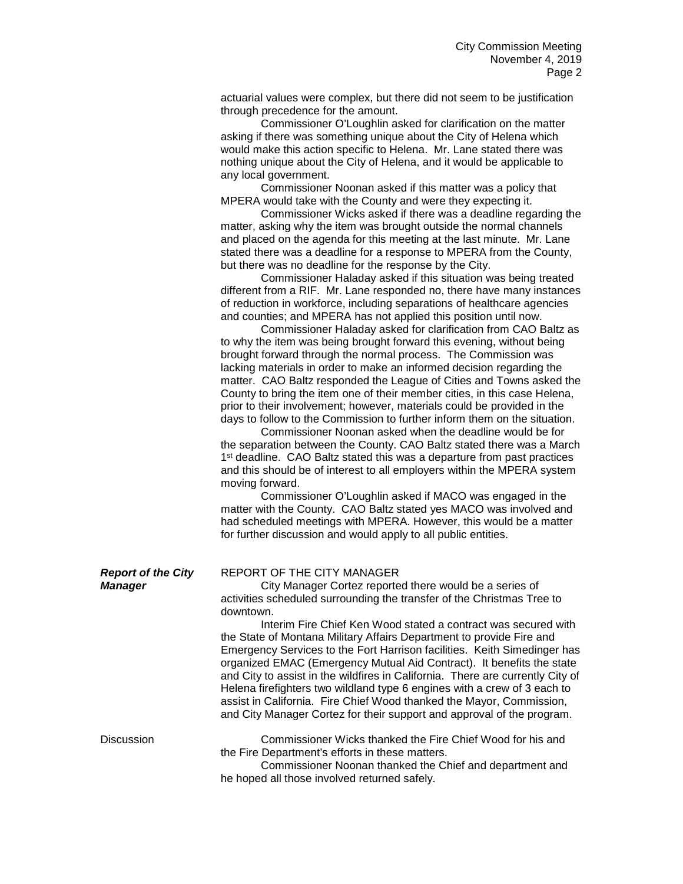actuarial values were complex, but there did not seem to be justification through precedence for the amount.

Commissioner O'Loughlin asked for clarification on the matter asking if there was something unique about the City of Helena which would make this action specific to Helena. Mr. Lane stated there was nothing unique about the City of Helena, and it would be applicable to any local government.

Commissioner Noonan asked if this matter was a policy that MPERA would take with the County and were they expecting it.

Commissioner Wicks asked if there was a deadline regarding the matter, asking why the item was brought outside the normal channels and placed on the agenda for this meeting at the last minute. Mr. Lane stated there was a deadline for a response to MPERA from the County, but there was no deadline for the response by the City.

Commissioner Haladay asked if this situation was being treated different from a RIF. Mr. Lane responded no, there have many instances of reduction in workforce, including separations of healthcare agencies and counties; and MPERA has not applied this position until now.

Commissioner Haladay asked for clarification from CAO Baltz as to why the item was being brought forward this evening, without being brought forward through the normal process. The Commission was lacking materials in order to make an informed decision regarding the matter. CAO Baltz responded the League of Cities and Towns asked the County to bring the item one of their member cities, in this case Helena, prior to their involvement; however, materials could be provided in the days to follow to the Commission to further inform them on the situation.

Commissioner Noonan asked when the deadline would be for the separation between the County. CAO Baltz stated there was a March 1st deadline. CAO Baltz stated this was a departure from past practices and this should be of interest to all employers within the MPERA system moving forward.

Commissioner O'Loughlin asked if MACO was engaged in the matter with the County. CAO Baltz stated yes MACO was involved and had scheduled meetings with MPERA. However, this would be a matter for further discussion and would apply to all public entities.

***Report of the City Manager***

REPORT OF THE CITY MANAGER

City Manager Cortez reported there would be a series of activities scheduled surrounding the transfer of the Christmas Tree to downtown.

Interim Fire Chief Ken Wood stated a contract was secured with the State of Montana Military Affairs Department to provide Fire and Emergency Services to the Fort Harrison facilities. Keith Simedinger has organized EMAC (Emergency Mutual Aid Contract). It benefits the state and City to assist in the wildfires in California. There are currently City of Helena firefighters two wildland type 6 engines with a crew of 3 each to assist in California. Fire Chief Wood thanked the Mayor, Commission, and City Manager Cortez for their support and approval of the program.

Discussion

Commissioner Wicks thanked the Fire Chief Wood for his and the Fire Department's efforts in these matters.

Commissioner Noonan thanked the Chief and department and he hoped all those involved returned safely.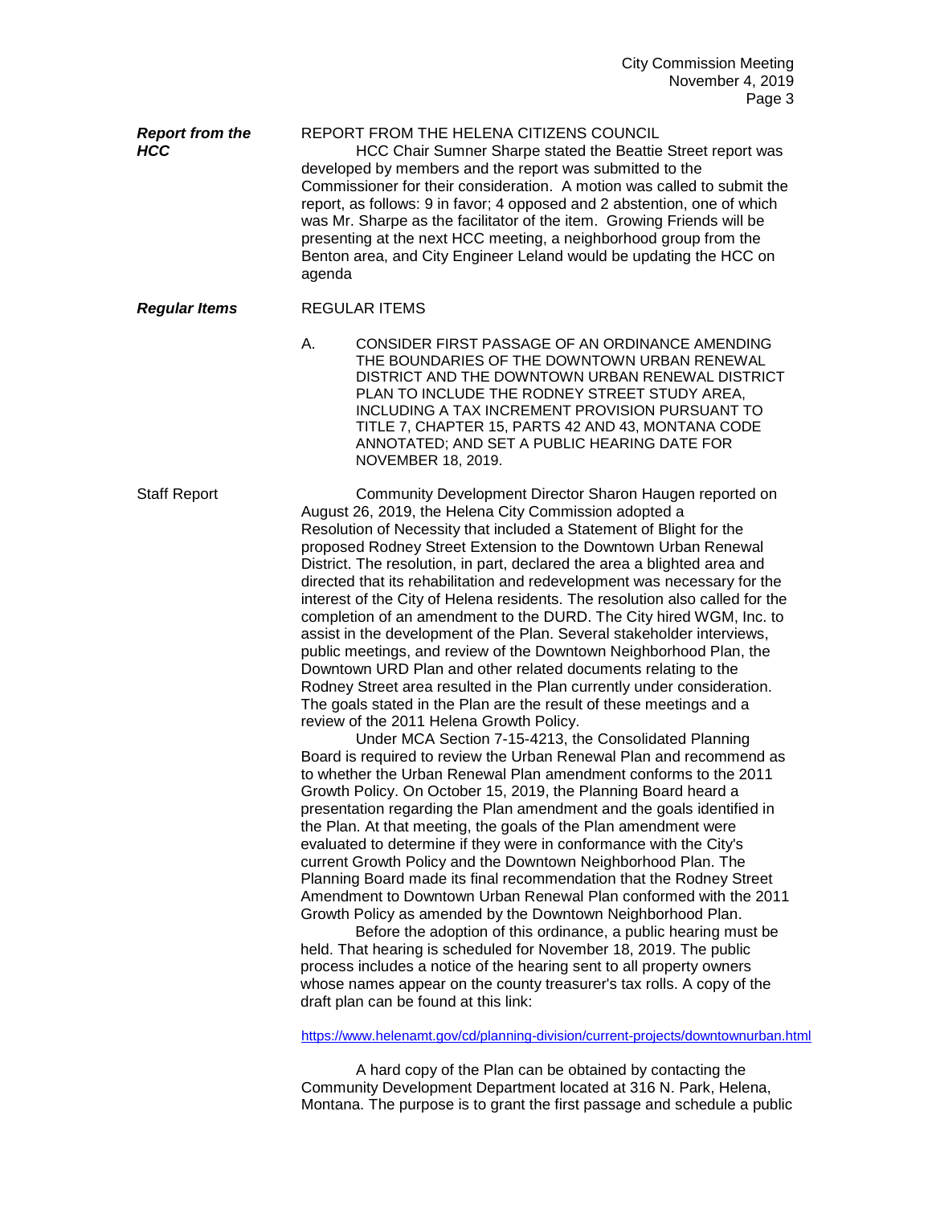***Report from the HCC***

REPORT FROM THE HELENA CITIZENS COUNCIL

HCC Chair Sumner Sharpe stated the Beattie Street report was developed by members and the report was submitted to the Commissioner for their consideration. A motion was called to submit the report, as follows: 9 in favor; 4 opposed and 2 abstention, one of which was Mr. Sharpe as the facilitator of the item. Growing Friends will be presenting at the next HCC meeting, a neighborhood group from the Benton area, and City Engineer Leland would be updating the HCC on agenda

***Regular Items***

REGULAR ITEMS

A. CONSIDER FIRST PASSAGE OF AN ORDINANCE AMENDING THE BOUNDARIES OF THE DOWNTOWN URBAN RENEWAL DISTRICT AND THE DOWNTOWN URBAN RENEWAL DISTRICT PLAN TO INCLUDE THE RODNEY STREET STUDY AREA, INCLUDING A TAX INCREMENT PROVISION PURSUANT TO TITLE 7, CHAPTER 15, PARTS 42 AND 43, MONTANA CODE ANNOTATED; AND SET A PUBLIC HEARING DATE FOR NOVEMBER 18, 2019.

Staff Report

Community Development Director Sharon Haugen reported on August 26, 2019, the Helena City Commission adopted a Resolution of Necessity that included a Statement of Blight for the proposed Rodney Street Extension to the Downtown Urban Renewal District. The resolution, in part, declared the area a blighted area and directed that its rehabilitation and redevelopment was necessary for the interest of the City of Helena residents. The resolution also called for the completion of an amendment to the DURD. The City hired WGM, Inc. to assist in the development of the Plan. Several stakeholder interviews, public meetings, and review of the Downtown Neighborhood Plan, the Downtown URD Plan and other related documents relating to the Rodney Street area resulted in the Plan currently under consideration. The goals stated in the Plan are the result of these meetings and a review of the 2011 Helena Growth Policy.

Under MCA Section 7-15-4213, the Consolidated Planning Board is required to review the Urban Renewal Plan and recommend as to whether the Urban Renewal Plan amendment conforms to the 2011 Growth Policy. On October 15, 2019, the Planning Board heard a presentation regarding the Plan amendment and the goals identified in the Plan. At that meeting, the goals of the Plan amendment were evaluated to determine if they were in conformance with the City's current Growth Policy and the Downtown Neighborhood Plan. The Planning Board made its final recommendation that the Rodney Street Amendment to Downtown Urban Renewal Plan conformed with the 2011 Growth Policy as amended by the Downtown Neighborhood Plan.

Before the adoption of this ordinance, a public hearing must be held. That hearing is scheduled for November 18, 2019. The public process includes a notice of the hearing sent to all property owners whose names appear on the county treasurer's tax rolls. A copy of the draft plan can be found at this link:

https://www.helenamt.gov/cd/planning-division/current-projects/downtownurban.html

A hard copy of the Plan can be obtained by contacting the Community Development Department located at 316 N. Park, Helena, Montana. The purpose is to grant the first passage and schedule a public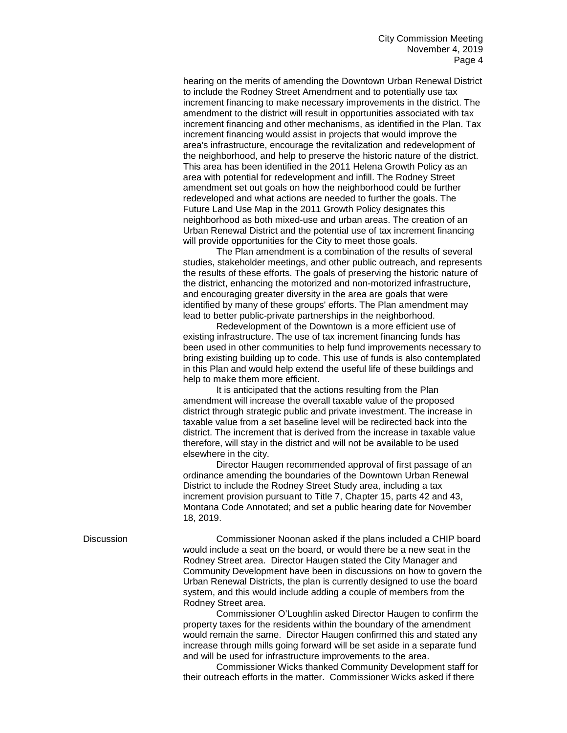hearing on the merits of amending the Downtown Urban Renewal District to include the Rodney Street Amendment and to potentially use tax increment financing to make necessary improvements in the district. The amendment to the district will result in opportunities associated with tax increment financing and other mechanisms, as identified in the Plan. Tax increment financing would assist in projects that would improve the area's infrastructure, encourage the revitalization and redevelopment of the neighborhood, and help to preserve the historic nature of the district. This area has been identified in the 2011 Helena Growth Policy as an area with potential for redevelopment and infill. The Rodney Street amendment set out goals on how the neighborhood could be further redeveloped and what actions are needed to further the goals. The Future Land Use Map in the 2011 Growth Policy designates this neighborhood as both mixed-use and urban areas. The creation of an Urban Renewal District and the potential use of tax increment financing will provide opportunities for the City to meet those goals.

The Plan amendment is a combination of the results of several studies, stakeholder meetings, and other public outreach, and represents the results of these efforts. The goals of preserving the historic nature of the district, enhancing the motorized and non-motorized infrastructure, and encouraging greater diversity in the area are goals that were identified by many of these groups' efforts. The Plan amendment may lead to better public-private partnerships in the neighborhood.

Redevelopment of the Downtown is a more efficient use of existing infrastructure. The use of tax increment financing funds has been used in other communities to help fund improvements necessary to bring existing building up to code. This use of funds is also contemplated in this Plan and would help extend the useful life of these buildings and help to make them more efficient.

It is anticipated that the actions resulting from the Plan amendment will increase the overall taxable value of the proposed district through strategic public and private investment. The increase in taxable value from a set baseline level will be redirected back into the district. The increment that is derived from the increase in taxable value therefore, will stay in the district and will not be available to be used elsewhere in the city.

Director Haugen recommended approval of first passage of an ordinance amending the boundaries of the Downtown Urban Renewal District to include the Rodney Street Study area, including a tax increment provision pursuant to Title 7, Chapter 15, parts 42 and 43, Montana Code Annotated; and set a public hearing date for November 18, 2019.

**Discussion**

Commissioner Noonan asked if the plans included a CHIP board would include a seat on the board, or would there be a new seat in the Rodney Street area. Director Haugen stated the City Manager and Community Development have been in discussions on how to govern the Urban Renewal Districts, the plan is currently designed to use the board system, and this would include adding a couple of members from the Rodney Street area.

Commissioner O'Loughlin asked Director Haugen to confirm the property taxes for the residents within the boundary of the amendment would remain the same. Director Haugen confirmed this and stated any increase through mills going forward will be set aside in a separate fund and will be used for infrastructure improvements to the area.

Commissioner Wicks thanked Community Development staff for their outreach efforts in the matter. Commissioner Wicks asked if there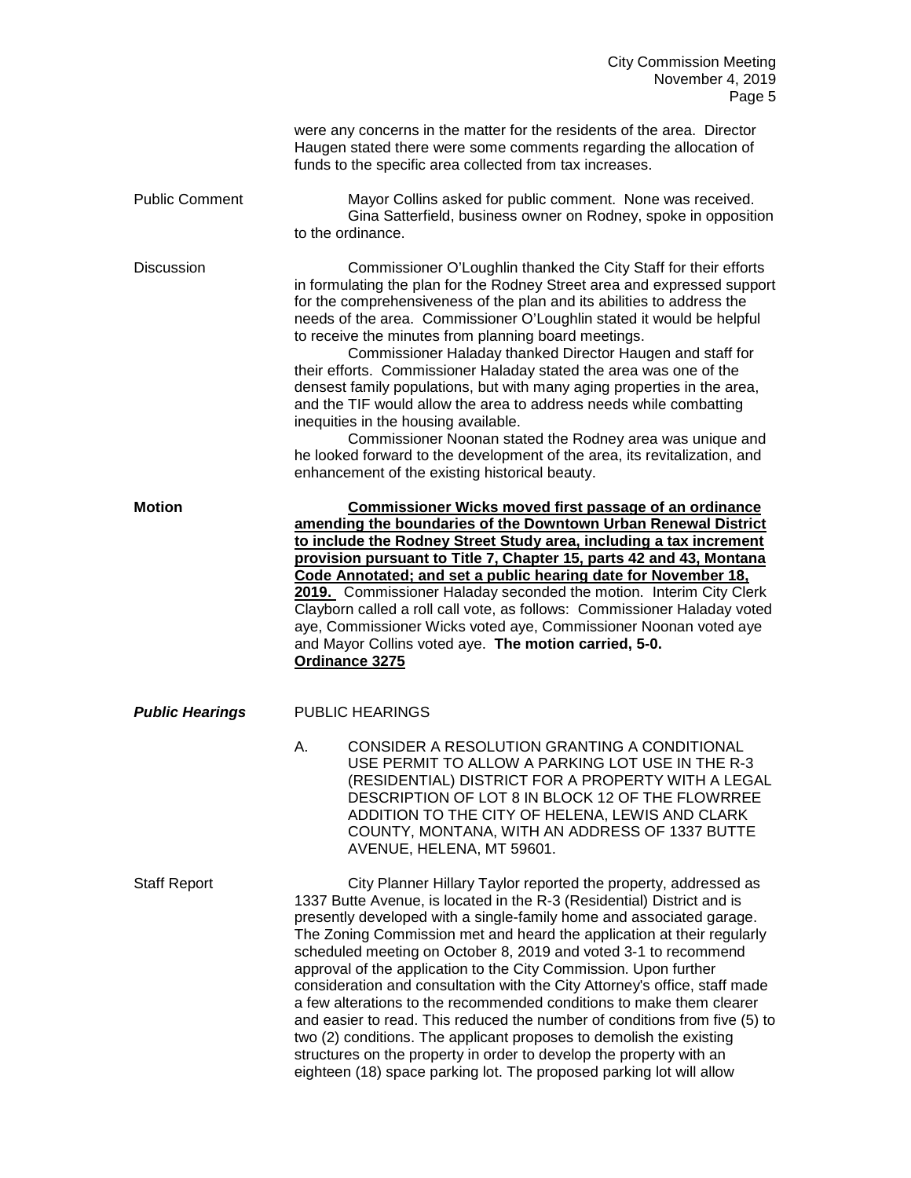were any concerns in the matter for the residents of the area. Director Haugen stated there were some comments regarding the allocation of funds to the specific area collected from tax increases.

Public Comment

Mayor Collins asked for public comment. None was received.

Gina Satterfield, business owner on Rodney, spoke in opposition to the ordinance.

Discussion

Commissioner O'Loughlin thanked the City Staff for their efforts in formulating the plan for the Rodney Street area and expressed support for the comprehensiveness of the plan and its abilities to address the needs of the area. Commissioner O'Loughlin stated it would be helpful to receive the minutes from planning board meetings.

Commissioner Haladay thanked Director Haugen and staff for their efforts. Commissioner Haladay stated the area was one of the densest family populations, but with many aging properties in the area, and the TIF would allow the area to address needs while combatting inequities in the housing available.

Commissioner Noonan stated the Rodney area was unique and he looked forward to the development of the area, its revitalization, and enhancement of the existing historical beauty.

**Motion**

**Commissioner Wicks moved first passage of an ordinance amending the boundaries of the Downtown Urban Renewal District to include the Rodney Street Study area, including a tax increment provision pursuant to Title 7, Chapter 15, parts 42 and 43, Montana Code Annotated; and set a public hearing date for November 18, 2019.** Commissioner Haladay seconded the motion. Interim City Clerk Clayborn called a roll call vote, as follows: Commissioner Haladay voted aye, Commissioner Wicks voted aye, Commissioner Noonan voted aye and Mayor Collins voted aye. **The motion carried, 5-0.**

**Ordinance 3275**

***Public Hearings***

PUBLIC HEARINGS

A. CONSIDER A RESOLUTION GRANTING A CONDITIONAL USE PERMIT TO ALLOW A PARKING LOT USE IN THE R-3 (RESIDENTIAL) DISTRICT FOR A PROPERTY WITH A LEGAL DESCRIPTION OF LOT 8 IN BLOCK 12 OF THE FLOWRREE ADDITION TO THE CITY OF HELENA, LEWIS AND CLARK COUNTY, MONTANA, WITH AN ADDRESS OF 1337 BUTTE AVENUE, HELENA, MT 59601.

Staff Report

City Planner Hillary Taylor reported the property, addressed as 1337 Butte Avenue, is located in the R-3 (Residential) District and is presently developed with a single-family home and associated garage. The Zoning Commission met and heard the application at their regularly scheduled meeting on October 8, 2019 and voted 3-1 to recommend approval of the application to the City Commission. Upon further consideration and consultation with the City Attorney's office, staff made a few alterations to the recommended conditions to make them clearer and easier to read. This reduced the number of conditions from five (5) to two (2) conditions. The applicant proposes to demolish the existing structures on the property in order to develop the property with an eighteen (18) space parking lot. The proposed parking lot will allow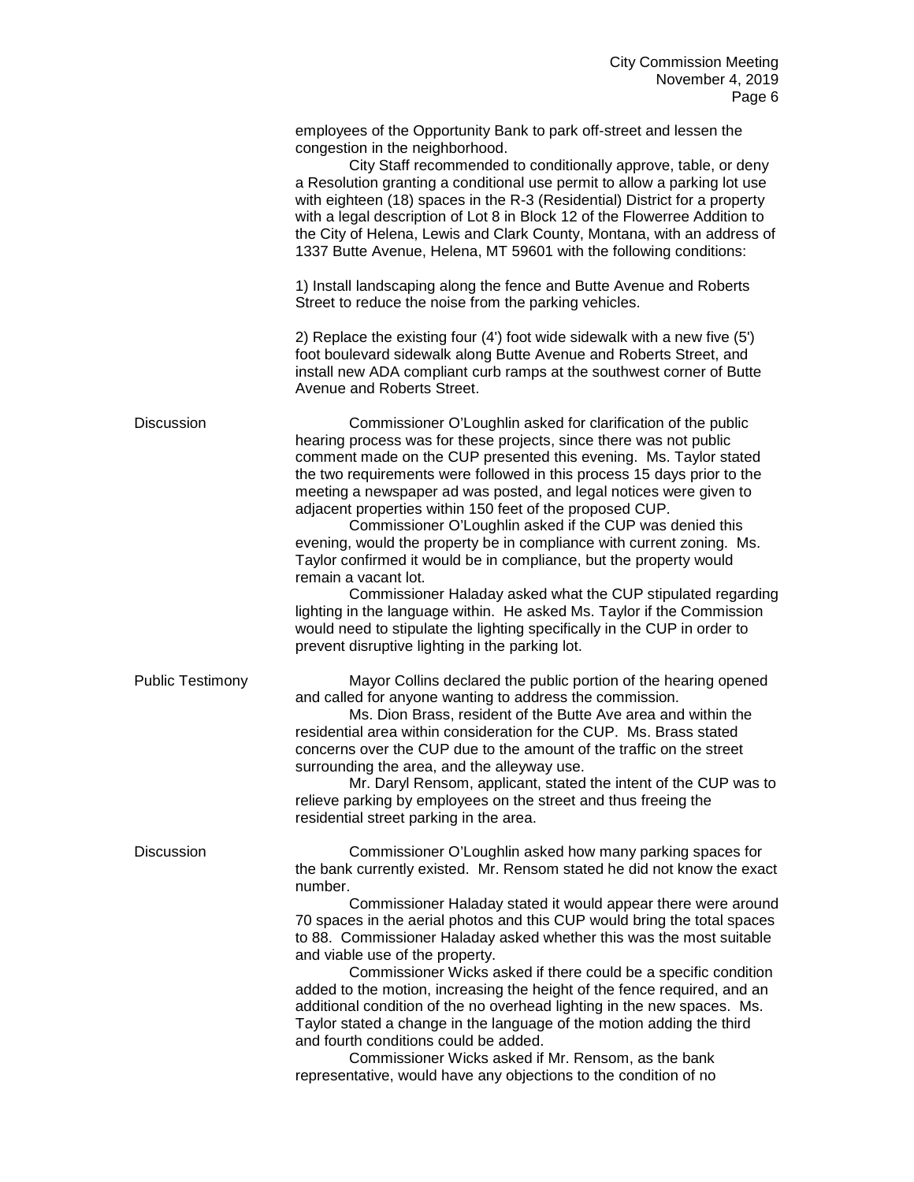employees of the Opportunity Bank to park off-street and lessen the congestion in the neighborhood.

City Staff recommended to conditionally approve, table, or deny a Resolution granting a conditional use permit to allow a parking lot use with eighteen (18) spaces in the R-3 (Residential) District for a property with a legal description of Lot 8 in Block 12 of the Flowerree Addition to the City of Helena, Lewis and Clark County, Montana, with an address of 1337 Butte Avenue, Helena, MT 59601 with the following conditions:

1) Install landscaping along the fence and Butte Avenue and Roberts Street to reduce the noise from the parking vehicles.

2) Replace the existing four (4') foot wide sidewalk with a new five (5') foot boulevard sidewalk along Butte Avenue and Roberts Street, and install new ADA compliant curb ramps at the southwest corner of Butte Avenue and Roberts Street.

**Discussion**

Commissioner O'Loughlin asked for clarification of the public hearing process was for these projects, since there was not public comment made on the CUP presented this evening. Ms. Taylor stated the two requirements were followed in this process 15 days prior to the meeting a newspaper ad was posted, and legal notices were given to adjacent properties within 150 feet of the proposed CUP.

Commissioner O'Loughlin asked if the CUP was denied this evening, would the property be in compliance with current zoning. Ms. Taylor confirmed it would be in compliance, but the property would remain a vacant lot.

Commissioner Haladay asked what the CUP stipulated regarding lighting in the language within. He asked Ms. Taylor if the Commission would need to stipulate the lighting specifically in the CUP in order to prevent disruptive lighting in the parking lot.

**Public Testimony**

Mayor Collins declared the public portion of the hearing opened and called for anyone wanting to address the commission.

Ms. Dion Brass, resident of the Butte Ave area and within the residential area within consideration for the CUP. Ms. Brass stated concerns over the CUP due to the amount of the traffic on the street surrounding the area, and the alleyway use.

Mr. Daryl Rensom, applicant, stated the intent of the CUP was to relieve parking by employees on the street and thus freeing the residential street parking in the area.

**Discussion**

Commissioner O'Loughlin asked how many parking spaces for the bank currently existed. Mr. Rensom stated he did not know the exact number.

Commissioner Haladay stated it would appear there were around 70 spaces in the aerial photos and this CUP would bring the total spaces to 88. Commissioner Haladay asked whether this was the most suitable and viable use of the property.

Commissioner Wicks asked if there could be a specific condition added to the motion, increasing the height of the fence required, and an additional condition of the no overhead lighting in the new spaces. Ms. Taylor stated a change in the language of the motion adding the third and fourth conditions could be added.

Commissioner Wicks asked if Mr. Rensom, as the bank representative, would have any objections to the condition of no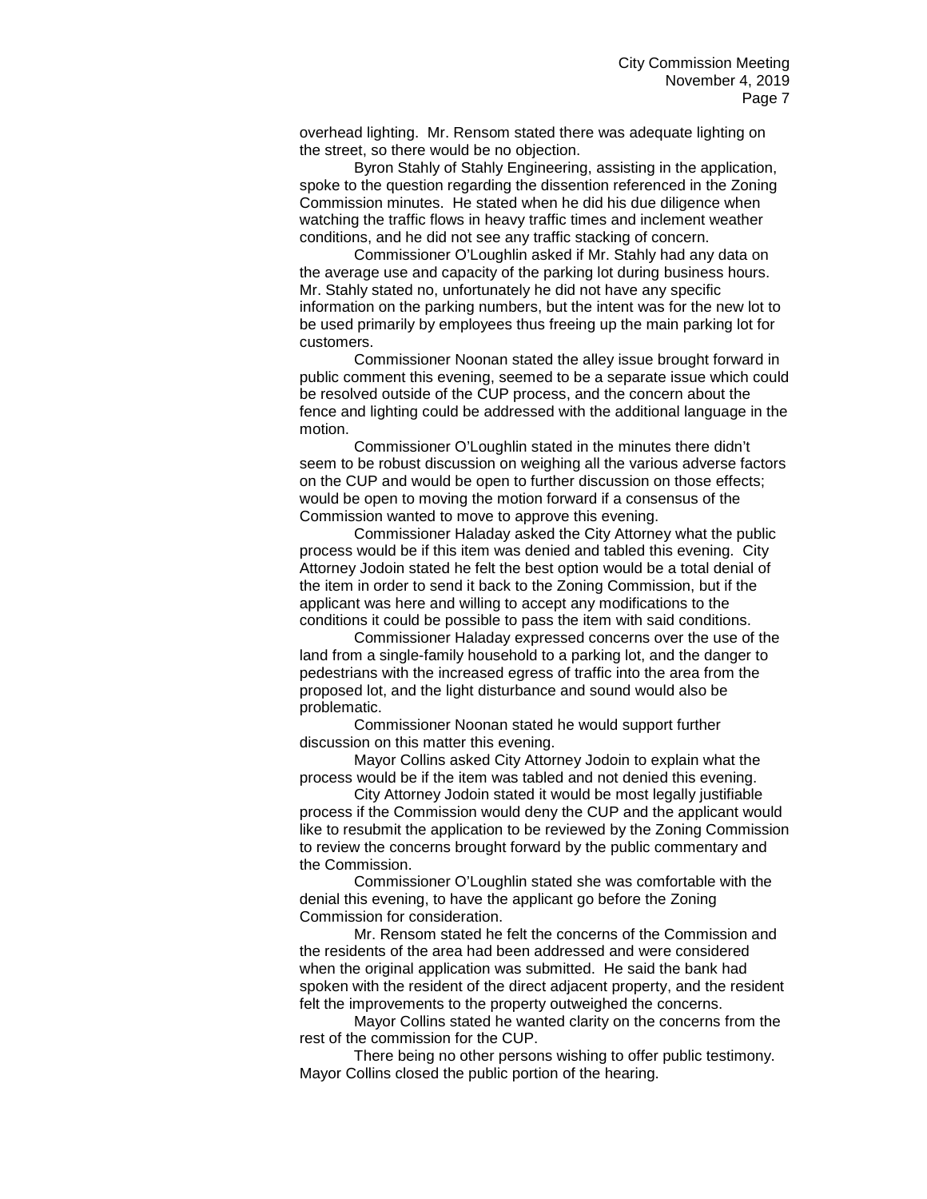overhead lighting. Mr. Rensom stated there was adequate lighting on the street, so there would be no objection.

Byron Stahly of Stahly Engineering, assisting in the application, spoke to the question regarding the dissention referenced in the Zoning Commission minutes. He stated when he did his due diligence when watching the traffic flows in heavy traffic times and inclement weather conditions, and he did not see any traffic stacking of concern.

Commissioner O'Loughlin asked if Mr. Stahly had any data on the average use and capacity of the parking lot during business hours. Mr. Stahly stated no, unfortunately he did not have any specific information on the parking numbers, but the intent was for the new lot to be used primarily by employees thus freeing up the main parking lot for customers.

Commissioner Noonan stated the alley issue brought forward in public comment this evening, seemed to be a separate issue which could be resolved outside of the CUP process, and the concern about the fence and lighting could be addressed with the additional language in the motion.

Commissioner O'Loughlin stated in the minutes there didn't seem to be robust discussion on weighing all the various adverse factors on the CUP and would be open to further discussion on those effects; would be open to moving the motion forward if a consensus of the Commission wanted to move to approve this evening.

Commissioner Haladay asked the City Attorney what the public process would be if this item was denied and tabled this evening. City Attorney Jodoin stated he felt the best option would be a total denial of the item in order to send it back to the Zoning Commission, but if the applicant was here and willing to accept any modifications to the conditions it could be possible to pass the item with said conditions.

Commissioner Haladay expressed concerns over the use of the land from a single-family household to a parking lot, and the danger to pedestrians with the increased egress of traffic into the area from the proposed lot, and the light disturbance and sound would also be problematic.

Commissioner Noonan stated he would support further discussion on this matter this evening.

Mayor Collins asked City Attorney Jodoin to explain what the process would be if the item was tabled and not denied this evening.

City Attorney Jodoin stated it would be most legally justifiable process if the Commission would deny the CUP and the applicant would like to resubmit the application to be reviewed by the Zoning Commission to review the concerns brought forward by the public commentary and the Commission.

Commissioner O'Loughlin stated she was comfortable with the denial this evening, to have the applicant go before the Zoning Commission for consideration.

Mr. Rensom stated he felt the concerns of the Commission and the residents of the area had been addressed and were considered when the original application was submitted. He said the bank had spoken with the resident of the direct adjacent property, and the resident felt the improvements to the property outweighed the concerns.

Mayor Collins stated he wanted clarity on the concerns from the rest of the commission for the CUP.

There being no other persons wishing to offer public testimony. Mayor Collins closed the public portion of the hearing.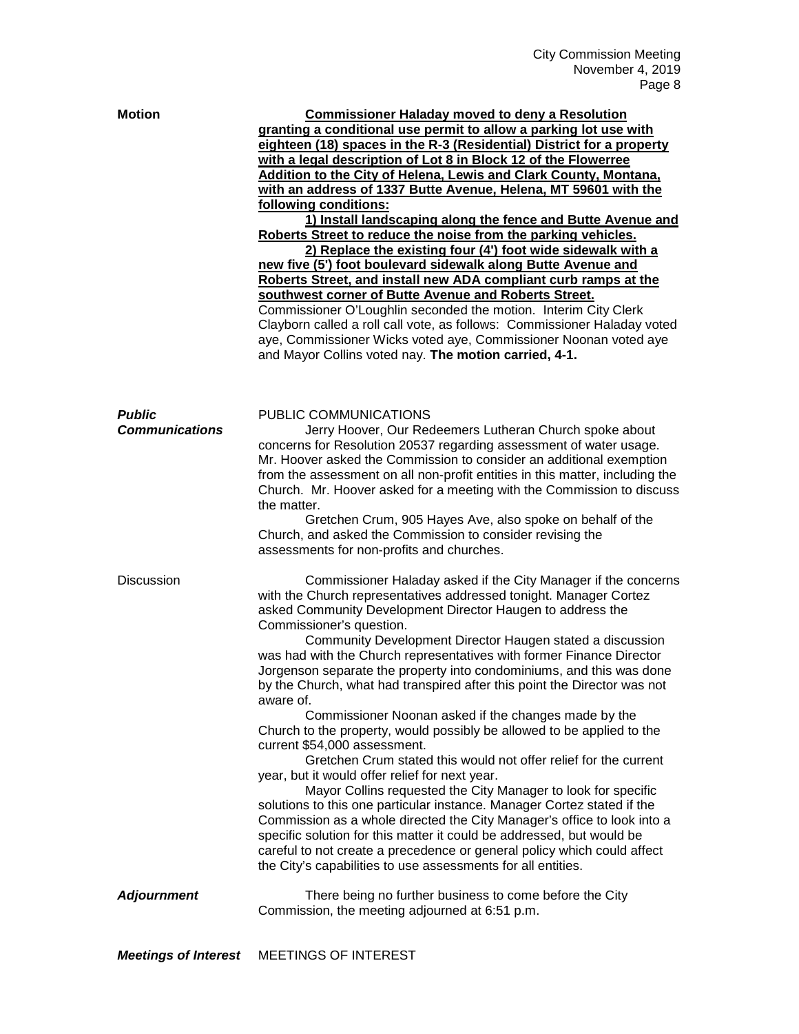**Motion** **Commissioner Haladay moved to deny a Resolution granting a conditional use permit to allow a parking lot use with eighteen (18) spaces in the R-3 (Residential) District for a property with a legal description of Lot 8 in Block 12 of the Flowerree Addition to the City of Helena, Lewis and Clark County, Montana, with an address of 1337 Butte Avenue, Helena, MT 59601 with the following conditions:**

**1) Install landscaping along the fence and Butte Avenue and Roberts Street to reduce the noise from the parking vehicles.**

**2) Replace the existing four (4') foot wide sidewalk with a new five (5') foot boulevard sidewalk along Butte Avenue and Roberts Street, and install new ADA compliant curb ramps at the southwest corner of Butte Avenue and Roberts Street.**

Commissioner O'Loughlin seconded the motion. Interim City Clerk Clayborn called a roll call vote, as follows: Commissioner Haladay voted aye, Commissioner Wicks voted aye, Commissioner Noonan voted aye and Mayor Collins voted nay. **The motion carried, 4-1.**

***Public Communications***

PUBLIC COMMUNICATIONS

Jerry Hoover, Our Redeemers Lutheran Church spoke about concerns for Resolution 20537 regarding assessment of water usage. Mr. Hoover asked the Commission to consider an additional exemption from the assessment on all non-profit entities in this matter, including the Church. Mr. Hoover asked for a meeting with the Commission to discuss the matter.

Gretchen Crum, 905 Hayes Ave, also spoke on behalf of the Church, and asked the Commission to consider revising the assessments for non-profits and churches.

Discussion

Commissioner Haladay asked if the City Manager if the concerns with the Church representatives addressed tonight. Manager Cortez asked Community Development Director Haugen to address the Commissioner's question.

Community Development Director Haugen stated a discussion was had with the Church representatives with former Finance Director Jorgenson separate the property into condominiums, and this was done by the Church, what had transpired after this point the Director was not aware of.

Commissioner Noonan asked if the changes made by the Church to the property, would possibly be allowed to be applied to the current $54,000 assessment.

Gretchen Crum stated this would not offer relief for the current year, but it would offer relief for next year.

Mayor Collins requested the City Manager to look for specific solutions to this one particular instance. Manager Cortez stated if the Commission as a whole directed the City Manager's office to look into a specific solution for this matter it could be addressed, but would be careful to not create a precedence or general policy which could affect the City's capabilities to use assessments for all entities.

***Adjournment***

There being no further business to come before the City Commission, the meeting adjourned at 6:51 p.m.

***Meetings of Interest***

MEETINGS OF INTEREST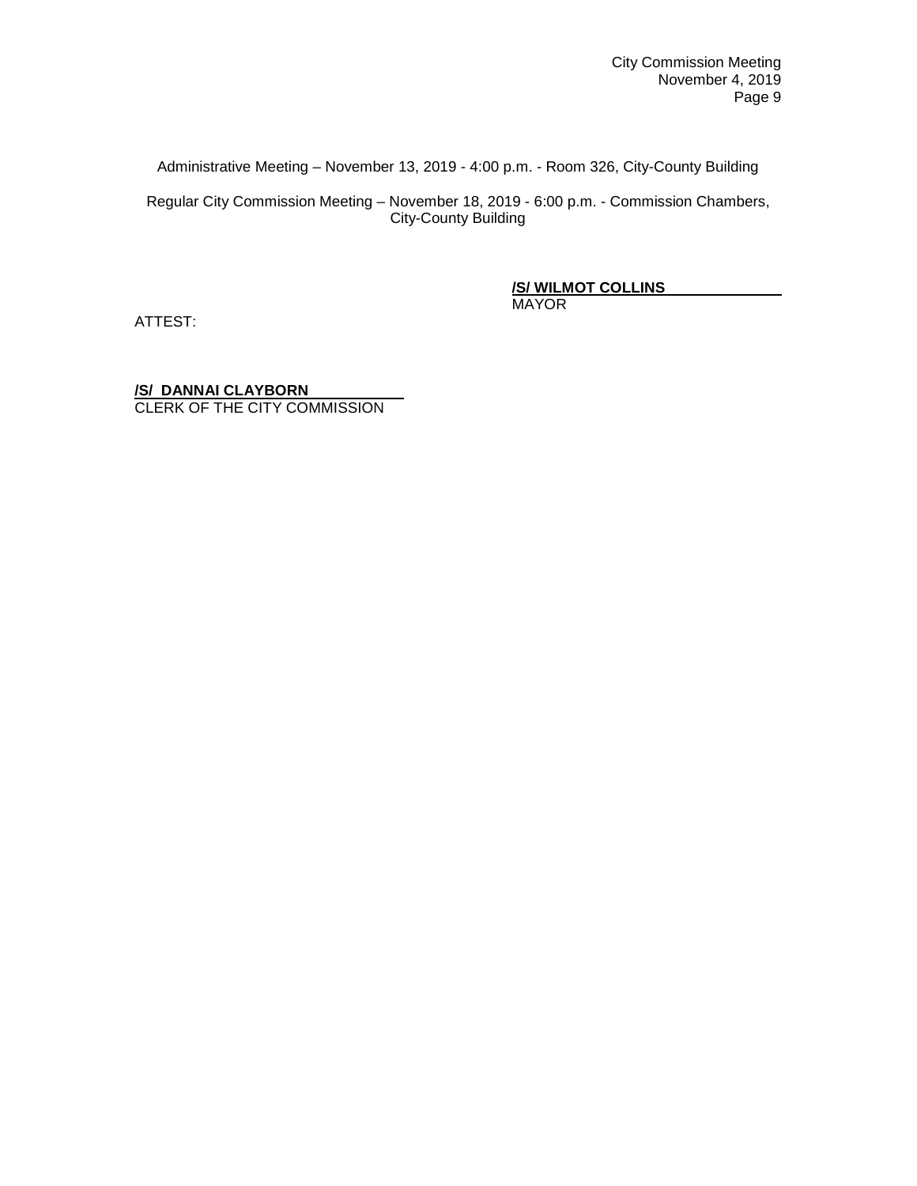Administrative Meeting – November 13, 2019 - 4:00 p.m. - Room 326, City-County Building

Regular City Commission Meeting – November 18, 2019 - 6:00 p.m. - Commission Chambers, City-County Building

**/S/ WILMOT COLLINS**
MAYOR

ATTEST:

**/S/ DANNAI CLAYBORN**
CLERK OF THE CITY COMMISSION